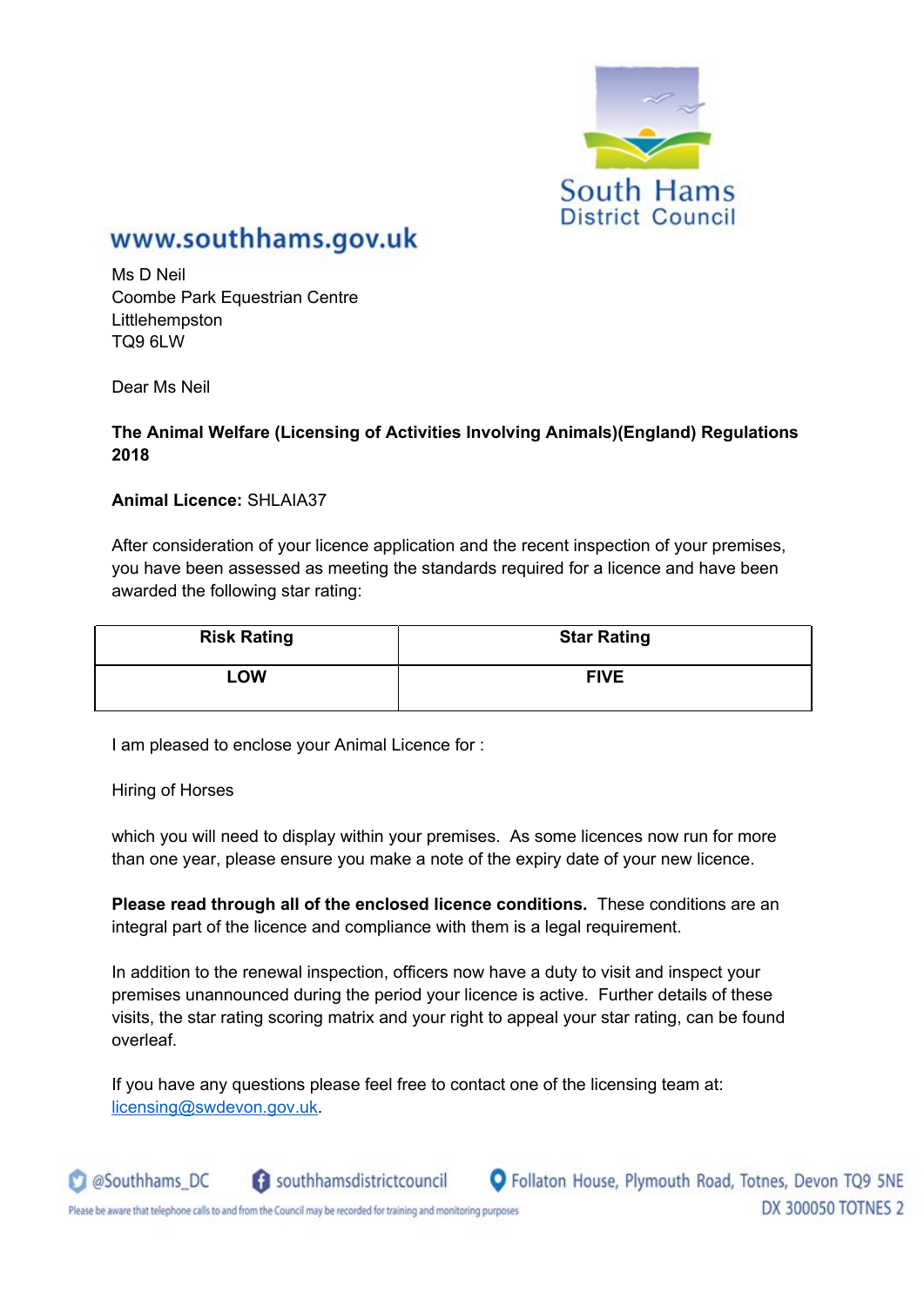South Hams District Council

www.southhams.gov.uk

Ms D Neil
Coombe Park Equestrian Centre
Littlehempston
TQ9 6LW

Dear Ms Neil

**The Animal Welfare (Licensing of Activities Involving Animals)(England) Regulations 2018**

**Animal Licence:** SHLAIA37

After consideration of your licence application and the recent inspection of your premises, you have been assessed as meeting the standards required for a licence and have been awarded the following star rating:

| Risk Rating | Star Rating |
|---|---|
| LOW | FIVE |

I am pleased to enclose your Animal Licence for :

Hiring of Horses

which you will need to display within your premises. As some licences now run for more than one year, please ensure you make a note of the expiry date of your new licence.

**Please read through all of the enclosed licence conditions.** These conditions are an integral part of the licence and compliance with them is a legal requirement.

In addition to the renewal inspection, officers now have a duty to visit and inspect your premises unannounced during the period your licence is active. Further details of these visits, the star rating scoring matrix and your right to appeal your star rating, can be found overleaf.

If you have any questions please feel free to contact one of the licensing team at: licensing@swdevon.gov.uk.

@Southhams_DC southhamsdistrictcouncil Follaton House, Plymouth Road, Totnes, Devon TQ9 5NE

Please be aware that telephone calls to and from the Council may be recorded for training and monitoring purposes DX 300050 TOTNES 2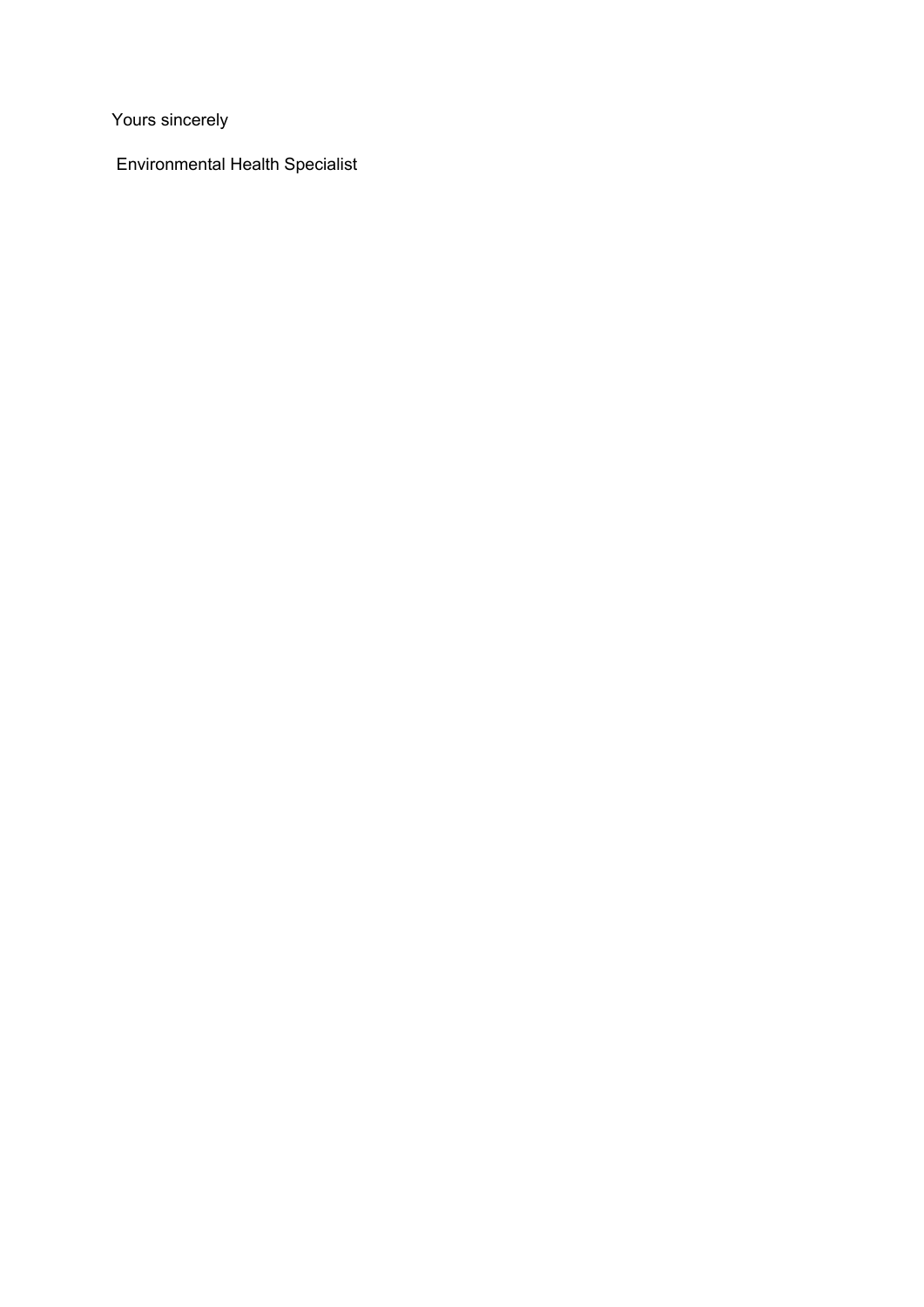Yours sincerely

Environmental Health Specialist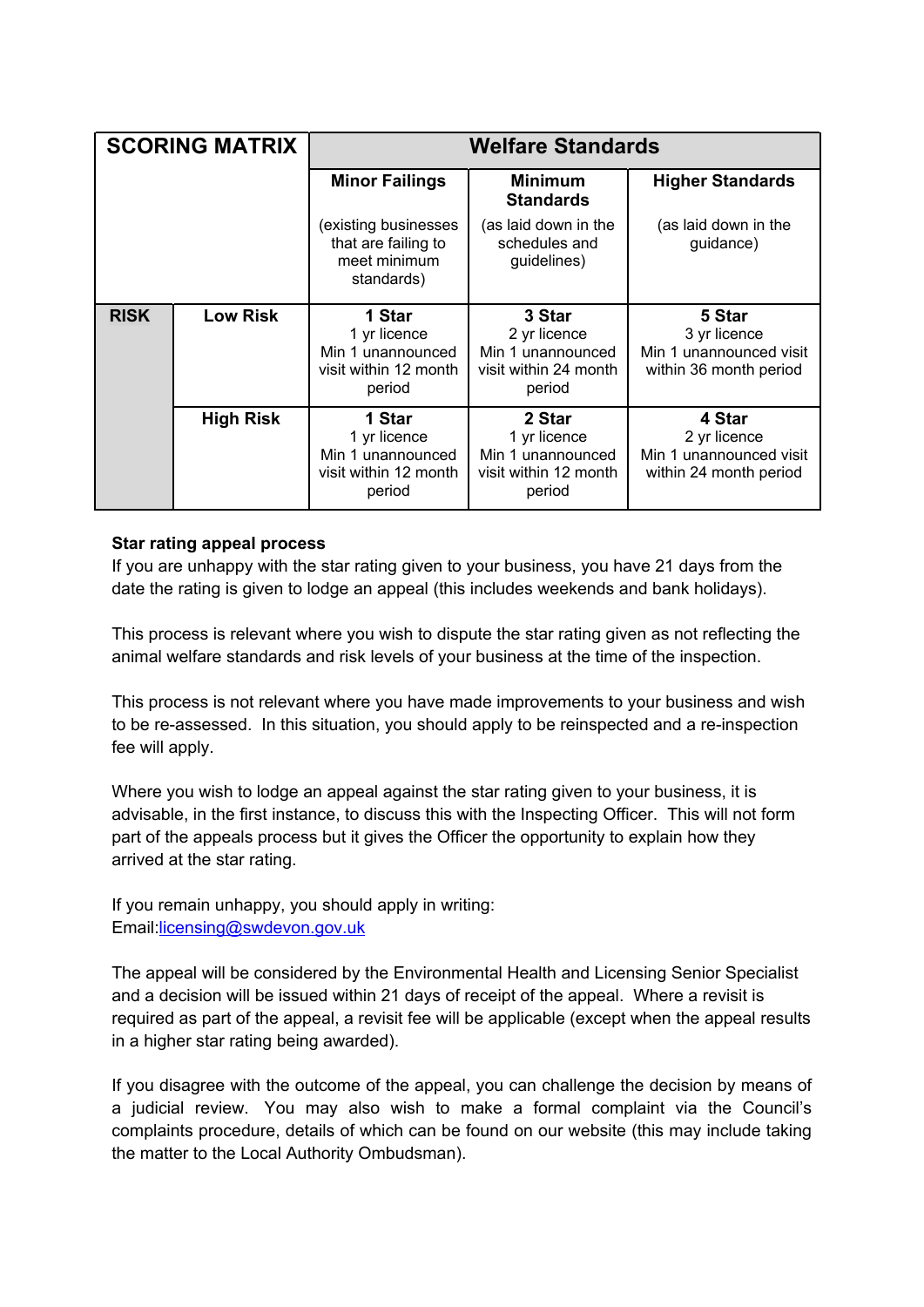| SCORING MATRIX | | Welfare Standards | | |
|---|---|---|---|---|
| | | **Minor Failings**<br><br>(existing businesses that are failing to meet minimum standards) | **Minimum Standards**<br><br>(as laid down in the schedules and guidelines) | **Higher Standards**<br><br>(as laid down in the guidance) |
| **RISK** | **Low Risk** | **1 Star**<br>1 yr licence<br>Min 1 unannounced visit within 12 month period | **3 Star**<br>2 yr licence<br>Min 1 unannounced visit within 24 month period | **5 Star**<br>3 yr licence<br>Min 1 unannounced visit within 36 month period |
| | **High Risk** | **1 Star**<br>1 yr licence<br>Min 1 unannounced visit within 12 month period | **2 Star**<br>1 yr licence<br>Min 1 unannounced visit within 12 month period | **4 Star**<br>2 yr licence<br>Min 1 unannounced visit within 24 month period |

**Star rating appeal process**

If you are unhappy with the star rating given to your business, you have 21 days from the date the rating is given to lodge an appeal (this includes weekends and bank holidays).

This process is relevant where you wish to dispute the star rating given as not reflecting the animal welfare standards and risk levels of your business at the time of the inspection.

This process is not relevant where you have made improvements to your business and wish to be re-assessed. In this situation, you should apply to be reinspected and a re-inspection fee will apply.

Where you wish to lodge an appeal against the star rating given to your business, it is advisable, in the first instance, to discuss this with the Inspecting Officer. This will not form part of the appeals process but it gives the Officer the opportunity to explain how they arrived at the star rating.

If you remain unhappy, you should apply in writing:
Email:licensing@swdevon.gov.uk

The appeal will be considered by the Environmental Health and Licensing Senior Specialist and a decision will be issued within 21 days of receipt of the appeal. Where a revisit is required as part of the appeal, a revisit fee will be applicable (except when the appeal results in a higher star rating being awarded).

If you disagree with the outcome of the appeal, you can challenge the decision by means of a judicial review. You may also wish to make a formal complaint via the Council's complaints procedure, details of which can be found on our website (this may include taking the matter to the Local Authority Ombudsman).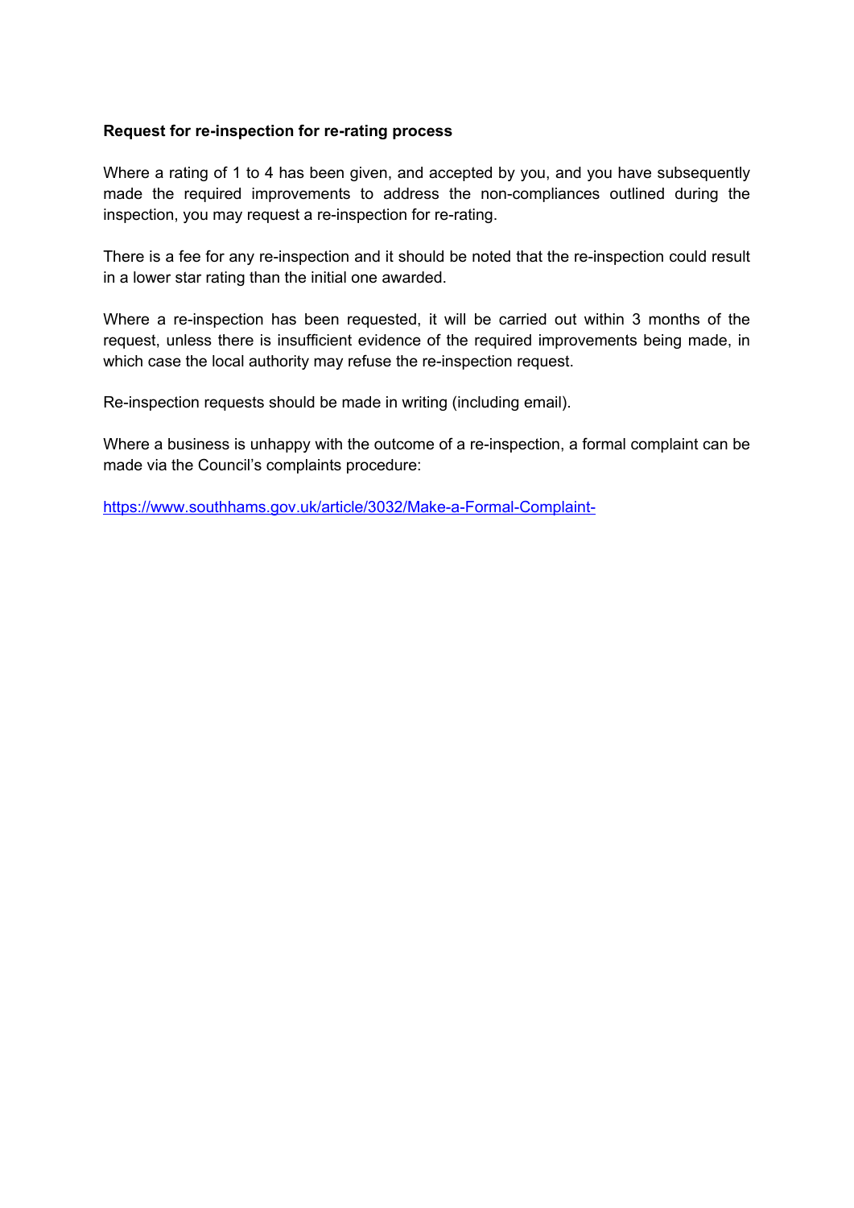**Request for re-inspection for re-rating process**

Where a rating of 1 to 4 has been given, and accepted by you, and you have subsequently made the required improvements to address the non-compliances outlined during the inspection, you may request a re-inspection for re-rating.

There is a fee for any re-inspection and it should be noted that the re-inspection could result in a lower star rating than the initial one awarded.

Where a re-inspection has been requested, it will be carried out within 3 months of the request, unless there is insufficient evidence of the required improvements being made, in which case the local authority may refuse the re-inspection request.

Re-inspection requests should be made in writing (including email).

Where a business is unhappy with the outcome of a re-inspection, a formal complaint can be made via the Council's complaints procedure:

https://www.southhams.gov.uk/article/3032/Make-a-Formal-Complaint-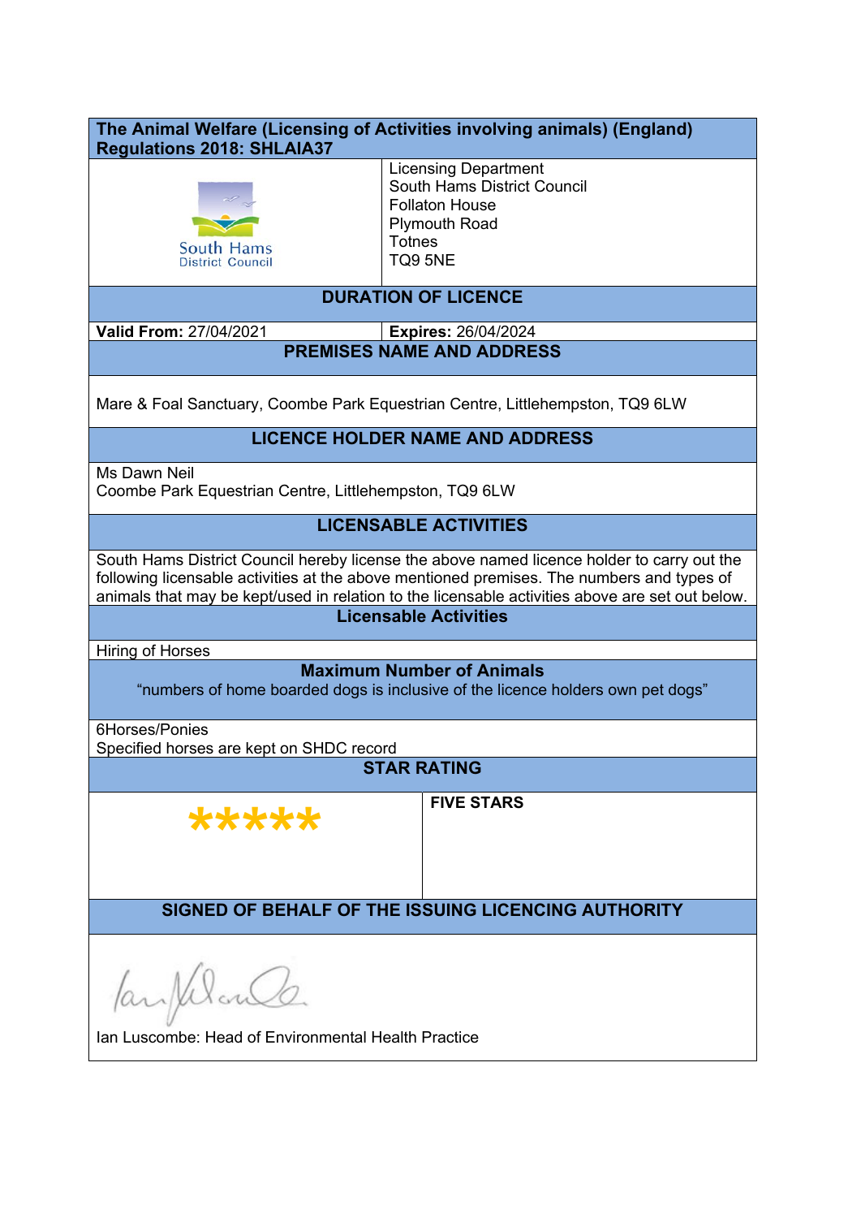## The Animal Welfare (Licensing of Activities involving animals) (England) Regulations 2018: SHLAIA37

South Hams District Council

Licensing Department
South Hams District Council
Follaton House
Plymouth Road
Totnes
TQ9 5NE

### DURATION OF LICENCE

| **Valid From:** 27/04/2021 | **Expires:** 26/04/2024 |
|---|---|

### PREMISES NAME AND ADDRESS

Mare & Foal Sanctuary, Coombe Park Equestrian Centre, Littlehempston, TQ9 6LW

### LICENCE HOLDER NAME AND ADDRESS

Ms Dawn Neil
Coombe Park Equestrian Centre, Littlehempston, TQ9 6LW

### LICENSABLE ACTIVITIES

South Hams District Council hereby license the above named licence holder to carry out the following licensable activities at the above mentioned premises. The numbers and types of animals that may be kept/used in relation to the licensable activities above are set out below.

### Licensable Activities

Hiring of Horses

### Maximum Number of Animals

"numbers of home boarded dogs is inclusive of the licence holders own pet dogs"

6Horses/Ponies
Specified horses are kept on SHDC record

### STAR RATING

| ***** | **FIVE STARS** |
|---|---|

### SIGNED OF BEHALF OF THE ISSUING LICENCING AUTHORITY

Ian Luscombe: Head of Environmental Health Practice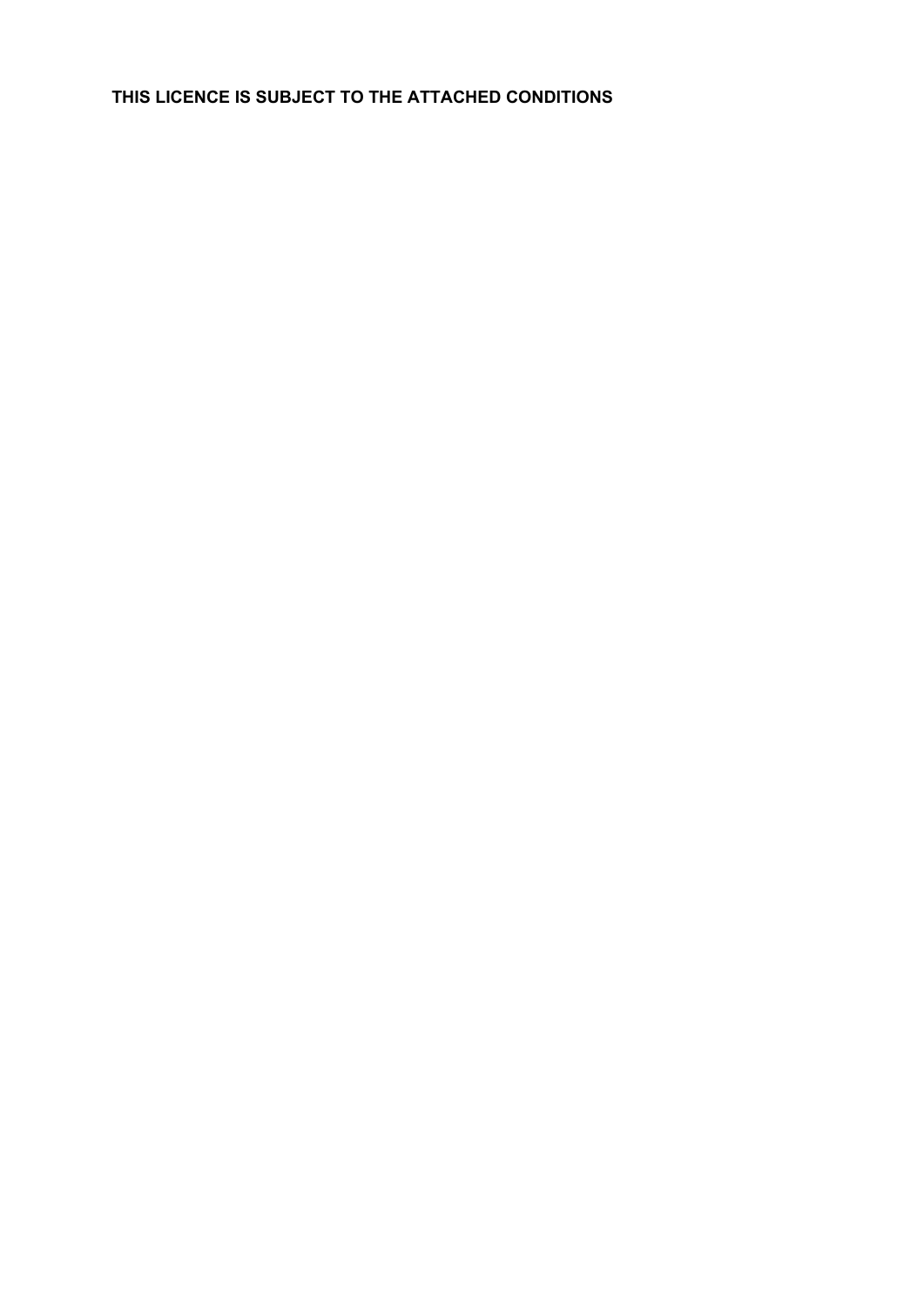**THIS LICENCE IS SUBJECT TO THE ATTACHED CONDITIONS**